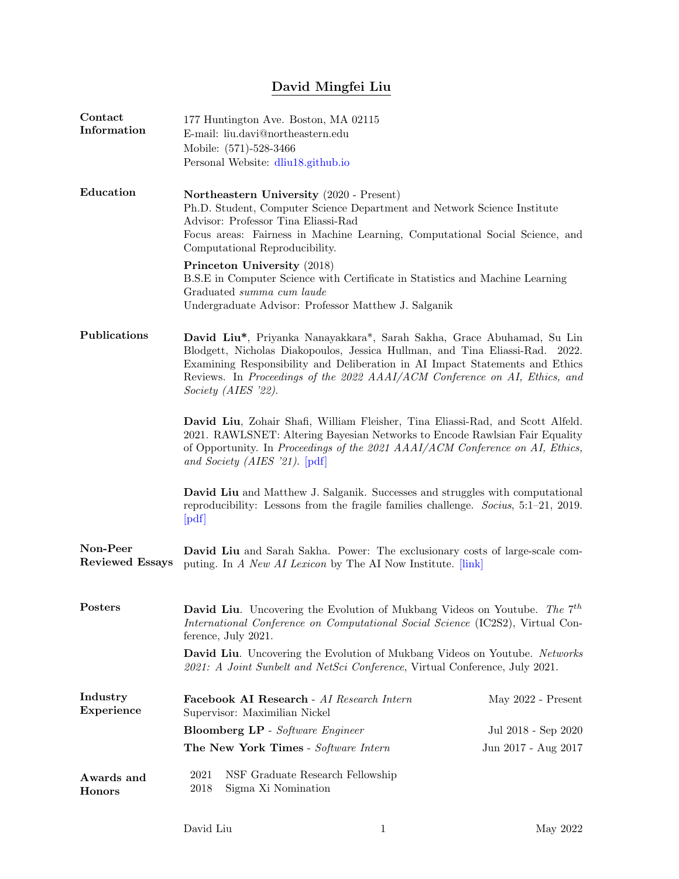# David Mingfei Liu

## Contact Information

177 Huntington Ave. Boston, MA 02115
E-mail: liu.davi@northeastern.edu
Mobile: (571)-528-3466
Personal Website: dliu18.github.io

## Education

**Northeastern University** (2020 - Present)
Ph.D. Student, Computer Science Department and Network Science Institute
Advisor: Professor Tina Eliassi-Rad
Focus areas: Fairness in Machine Learning, Computational Social Science, and Computational Reproducibility.

**Princeton University** (2018)
B.S.E in Computer Science with Certificate in Statistics and Machine Learning
Graduated *summa cum laude*
Undergraduate Advisor: Professor Matthew J. Salganik

## Publications

**David Liu***, Priyanka Nanayakkara*, Sarah Sakha, Grace Abuhamad, Su Lin Blodgett, Nicholas Diakopoulos, Jessica Hullman, and Tina Eliassi-Rad. 2022. Examining Responsibility and Deliberation in AI Impact Statements and Ethics Reviews. In *Proceedings of the 2022 AAAI/ACM Conference on AI, Ethics, and Society (AIES '22)*.

**David Liu**, Zohair Shafi, William Fleisher, Tina Eliassi-Rad, and Scott Alfeld. 2021. RAWLSNET: Altering Bayesian Networks to Encode Rawlsian Fair Equality of Opportunity. In *Proceedings of the 2021 AAAI/ACM Conference on AI, Ethics, and Society (AIES '21)*. [pdf]

**David Liu** and Matthew J. Salganik. Successes and struggles with computational reproducibility: Lessons from the fragile families challenge. *Socius*, 5:1–21, 2019. [pdf]

## Non-Peer Reviewed Essays

**David Liu** and Sarah Sakha. Power: The exclusionary costs of large-scale computing. In *A New AI Lexicon* by The AI Now Institute. [link]

## Posters

**David Liu**. Uncovering the Evolution of Mukbang Videos on Youtube. *The 7th International Conference on Computational Social Science* (IC2S2), Virtual Conference, July 2021.

**David Liu**. Uncovering the Evolution of Mukbang Videos on Youtube. *Networks 2021: A Joint Sunbelt and NetSci Conference*, Virtual Conference, July 2021.

## Industry Experience

**Facebook AI Research** - *AI Research Intern* — May 2022 - Present
Supervisor: Maximilian Nickel

**Bloomberg LP** - *Software Engineer* — Jul 2018 - Sep 2020

**The New York Times** - *Software Intern* — Jun 2017 - Aug 2017

## Awards and Honors

2021 NSF Graduate Research Fellowship
2018 Sigma Xi Nomination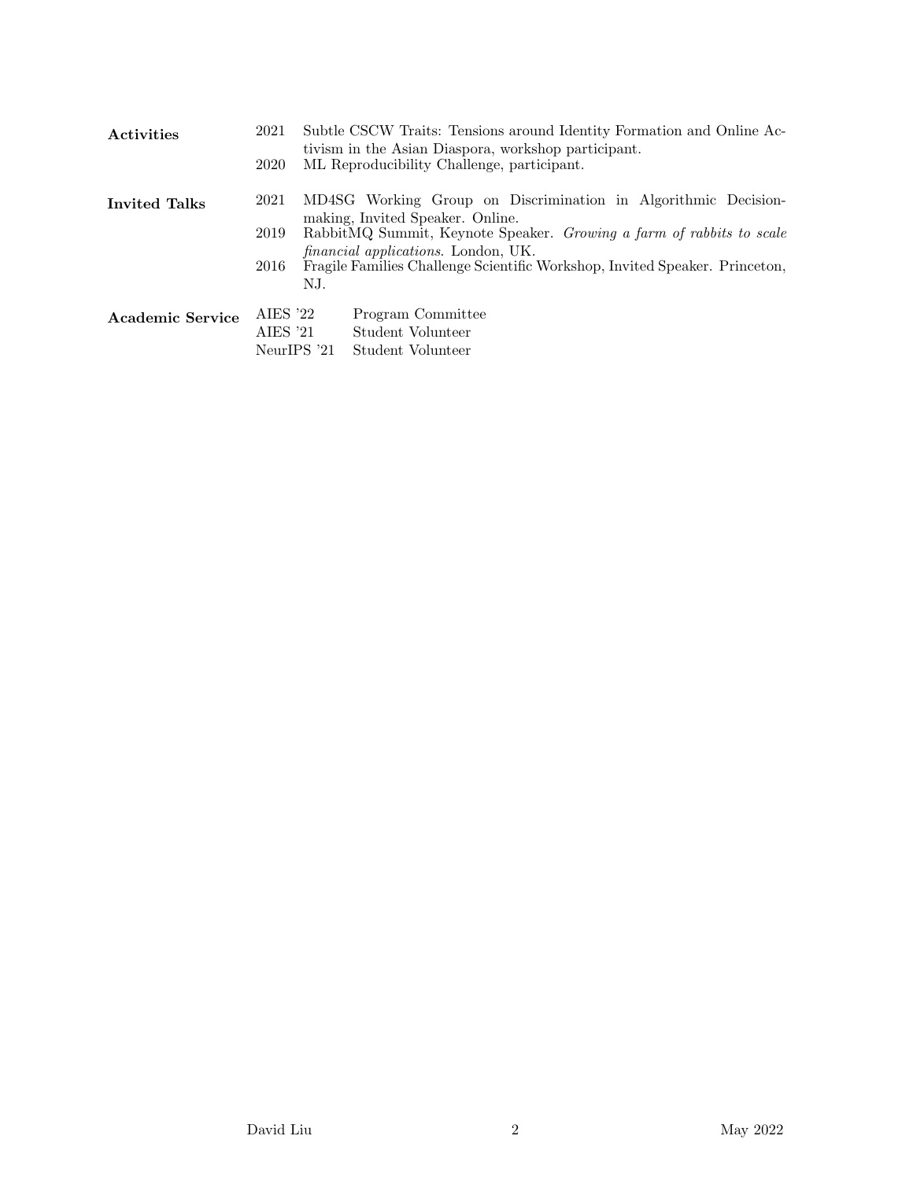## Activities

2021 Subtle CSCW Traits: Tensions around Identity Formation and Online Activism in the Asian Diaspora, workshop participant.

2020 ML Reproducibility Challenge, participant.

## Invited Talks

2021 MD4SG Working Group on Discrimination in Algorithmic Decision-making, Invited Speaker. Online.

2019 RabbitMQ Summit, Keynote Speaker. *Growing a farm of rabbits to scale financial applications*. London, UK.

2016 Fragile Families Challenge Scientific Workshop, Invited Speaker. Princeton, NJ.

## Academic Service

| | |
|---|---|
| AIES '22 | Program Committee |
| AIES '21 | Student Volunteer |
| NeurIPS '21 | Student Volunteer |